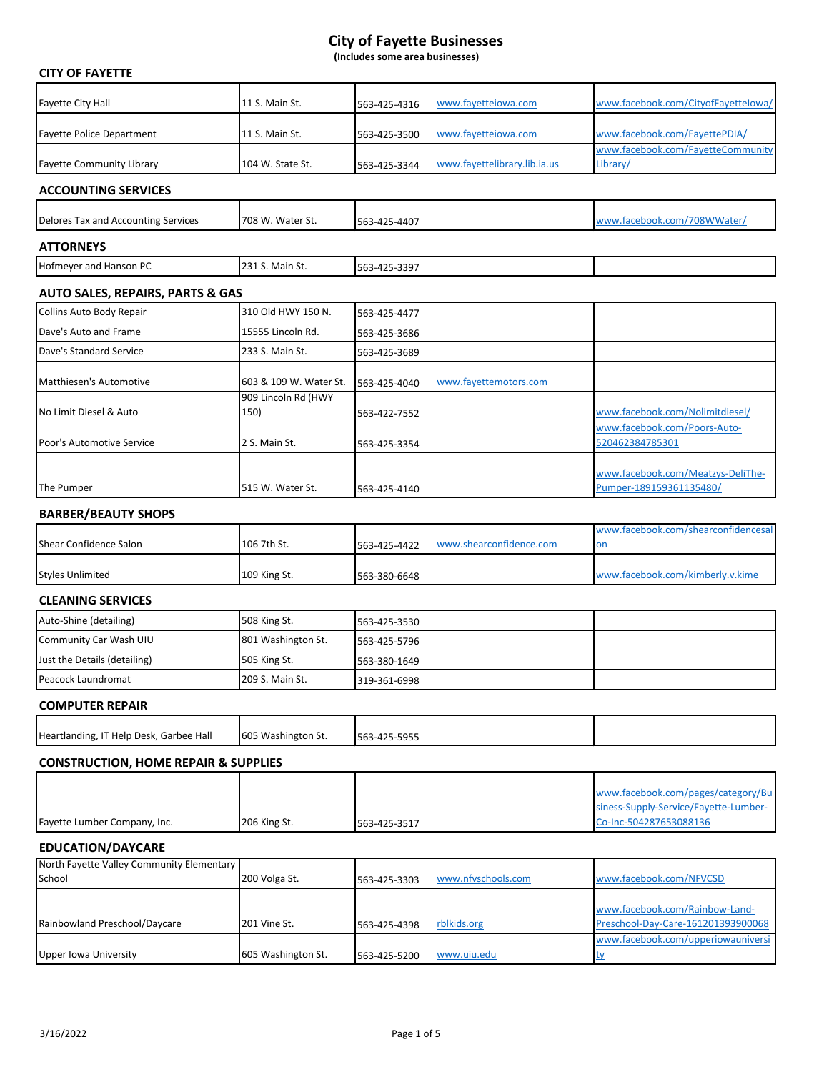# City of Fayette Businesses

**(Includes some area businesses)**

## CITY OF FAYETTE

| | | | | |
|---|---|---|---|---|
| Fayette City Hall | 11 S. Main St. | 563-425-4316 | www.fayetteiowa.com | www.facebook.com/CityofFayetteIowa/ |
| Fayette Police Department | 11 S. Main St. | 563-425-3500 | www.fayetteiowa.com | www.facebook.com/FayettePDIA/ |
| Fayette Community Library | 104 W. State St. | 563-425-3344 | www.fayettelibrary.lib.ia.us | www.facebook.com/FayetteCommunityLibrary/ |

## ACCOUNTING SERVICES

| | | | | |
|---|---|---|---|---|
| Delores Tax and Accounting Services | 708 W. Water St. | 563-425-4407 | | www.facebook.com/708WWater/ |

## ATTORNEYS

| | | | | |
|---|---|---|---|---|
| Hofmeyer and Hanson PC | 231 S. Main St. | 563-425-3397 | | |

## AUTO SALES, REPAIRS, PARTS & GAS

| | | | | |
|---|---|---|---|---|
| Collins Auto Body Repair | 310 Old HWY 150 N. | 563-425-4477 | | |
| Dave's Auto and Frame | 15555 Lincoln Rd. | 563-425-3686 | | |
| Dave's Standard Service | 233 S. Main St. | 563-425-3689 | | |
| Matthiesen's Automotive | 603 & 109 W. Water St. | 563-425-4040 | www.fayettemotors.com | |
| No Limit Diesel & Auto | 909 Lincoln Rd (HWY 150) | 563-422-7552 | | www.facebook.com/Nolimitdiesel/ |
| Poor's Automotive Service | 2 S. Main St. | 563-425-3354 | | www.facebook.com/Poors-Auto-520462384785301 |
| The Pumper | 515 W. Water St. | 563-425-4140 | | www.facebook.com/Meatzys-DeliThe-Pumper-189159361135480/ |

## BARBER/BEAUTY SHOPS

| | | | | |
|---|---|---|---|---|
| Shear Confidence Salon | 106 7th St. | 563-425-4422 | www.shearconfidence.com | www.facebook.com/shearconfidencesalon |
| Styles Unlimited | 109 King St. | 563-380-6648 | | www.facebook.com/kimberly.v.kime |

## CLEANING SERVICES

| | | | | |
|---|---|---|---|---|
| Auto-Shine (detailing) | 508 King St. | 563-425-3530 | | |
| Community Car Wash UIU | 801 Washington St. | 563-425-5796 | | |
| Just the Details (detailing) | 505 King St. | 563-380-1649 | | |
| Peacock Laundromat | 209 S. Main St. | 319-361-6998 | | |

## COMPUTER REPAIR

| | | | | |
|---|---|---|---|---|
| Heartlanding, IT Help Desk, Garbee Hall | 605 Washington St. | 563-425-5955 | | |

## CONSTRUCTION, HOME REPAIR & SUPPLIES

| | | | | |
|---|---|---|---|---|
| Fayette Lumber Company, Inc. | 206 King St. | 563-425-3517 | | www.facebook.com/pages/category/Business-Supply-Service/Fayette-Lumber-Co-Inc-504287653088136 |

## EDUCATION/DAYCARE

| | | | | |
|---|---|---|---|---|
| North Fayette Valley Community Elementary School | 200 Volga St. | 563-425-3303 | www.nfvschools.com | www.facebook.com/NFVCSD |
| Rainbowland Preschool/Daycare | 201 Vine St. | 563-425-4398 | rblkids.org | www.facebook.com/Rainbow-Land-Preschool-Day-Care-161201393900068 |
| Upper Iowa University | 605 Washington St. | 563-425-5200 | www.uiu.edu | www.facebook.com/upperiowauniversity |

3/16/2022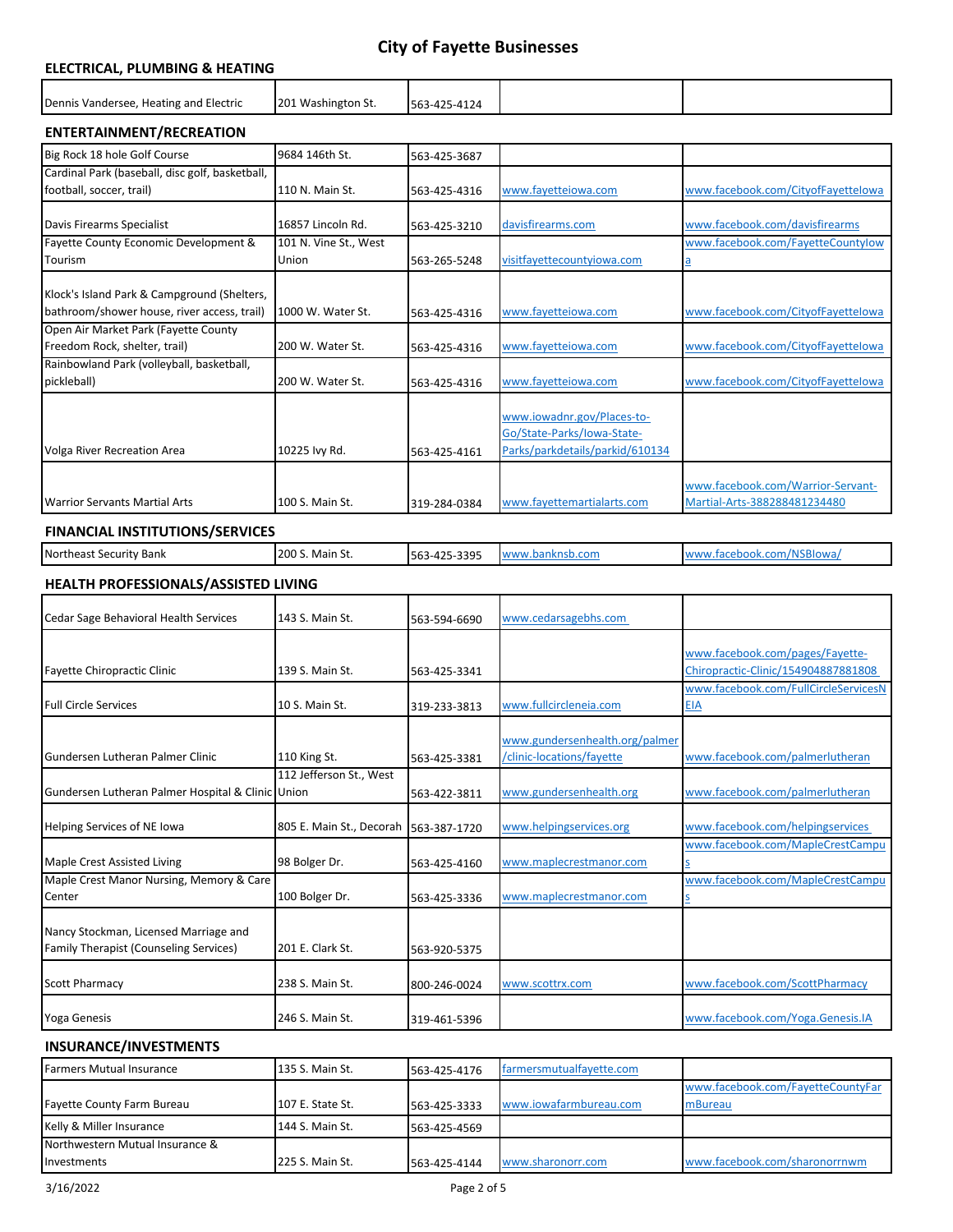# City of Fayette Businesses

## ELECTRICAL, PLUMBING & HEATING

| | | | | |
|---|---|---|---|---|
| Dennis Vandersee, Heating and Electric | 201 Washington St. | 563-425-4124 | | |

## ENTERTAINMENT/RECREATION

| | | | | |
|---|---|---|---|---|
| Big Rock 18 hole Golf Course | 9684 146th St. | 563-425-3687 | | |
| Cardinal Park (baseball, disc golf, basketball, football, soccer, trail) | 110 N. Main St. | 563-425-4316 | www.fayetteiowa.com | www.facebook.com/CityofFayetteIowa |
| Davis Firearms Specialist | 16857 Lincoln Rd. | 563-425-3210 | davisfirearms.com | www.facebook.com/davisfirearms |
| Fayette County Economic Development & Tourism | 101 N. Vine St., West Union | 563-265-5248 | visitfayettecountyiowa.com | www.facebook.com/FayetteCountyIowa |
| Klock's Island Park & Campground (Shelters, bathroom/shower house, river access, trail) | 1000 W. Water St. | 563-425-4316 | www.fayetteiowa.com | www.facebook.com/CityofFayetteIowa |
| Open Air Market Park (Fayette County Freedom Rock, shelter, trail) | 200 W. Water St. | 563-425-4316 | www.fayetteiowa.com | www.facebook.com/CityofFayetteIowa |
| Rainbowland Park (volleyball, basketball, pickleball) | 200 W. Water St. | 563-425-4316 | www.fayetteiowa.com | www.facebook.com/CityofFayetteIowa |
| Volga River Recreation Area | 10225 Ivy Rd. | 563-425-4161 | www.iowadnr.gov/Places-to-Go/State-Parks/Iowa-State-Parks/parkdetails/parkid/610134 | |
| Warrior Servants Martial Arts | 100 S. Main St. | 319-284-0384 | www.fayettemartialarts.com | www.facebook.com/Warrior-Servant-Martial-Arts-388288481234480 |

## FINANCIAL INSTITUTIONS/SERVICES

| | | | | |
|---|---|---|---|---|
| Northeast Security Bank | 200 S. Main St. | 563-425-3395 | www.banknsb.com | www.facebook.com/NSBIowa/ |

## HEALTH PROFESSIONALS/ASSISTED LIVING

| | | | | |
|---|---|---|---|---|
| Cedar Sage Behavioral Health Services | 143 S. Main St. | 563-594-6690 | www.cedarsagebhs.com | |
| Fayette Chiropractic Clinic | 139 S. Main St. | 563-425-3341 | | www.facebook.com/pages/Fayette-Chiropractic-Clinic/154904887881808 |
| Full Circle Services | 10 S. Main St. | 319-233-3813 | www.fullcircleneia.com | www.facebook.com/FullCircleServicesNEIA |
| Gundersen Lutheran Palmer Clinic | 110 King St. | 563-425-3381 | www.gundersenhealth.org/palmer/clinic-locations/fayette | www.facebook.com/palmerlutheran |
| Gundersen Lutheran Palmer Hospital & Clinic | 112 Jefferson St., West Union | 563-422-3811 | www.gundersenhealth.org | www.facebook.com/palmerlutheran |
| Helping Services of NE Iowa | 805 E. Main St., Decorah | 563-387-1720 | www.helpingservices.org | www.facebook.com/helpingservices |
| Maple Crest Assisted Living | 98 Bolger Dr. | 563-425-4160 | www.maplecrestmanor.com | www.facebook.com/MapleCrestCampus |
| Maple Crest Manor Nursing, Memory & Care Center | 100 Bolger Dr. | 563-425-3336 | www.maplecrestmanor.com | www.facebook.com/MapleCrestCampus |
| Nancy Stockman, Licensed Marriage and Family Therapist (Counseling Services) | 201 E. Clark St. | 563-920-5375 | | |
| Scott Pharmacy | 238 S. Main St. | 800-246-0024 | www.scottrx.com | www.facebook.com/ScottPharmacy |
| Yoga Genesis | 246 S. Main St. | 319-461-5396 | | www.facebook.com/Yoga.Genesis.IA |

## INSURANCE/INVESTMENTS

| | | | | |
|---|---|---|---|---|
| Farmers Mutual Insurance | 135 S. Main St. | 563-425-4176 | farmersmutualfayette.com | |
| Fayette County Farm Bureau | 107 E. State St. | 563-425-3333 | www.iowafarmbureau.com | www.facebook.com/FayetteCountyFarmBureau |
| Kelly & Miller Insurance | 144 S. Main St. | 563-425-4569 | | |
| Northwestern Mutual Insurance & Investments | 225 S. Main St. | 563-425-4144 | www.sharonorr.com | www.facebook.com/sharonorrnwm |

3/16/2022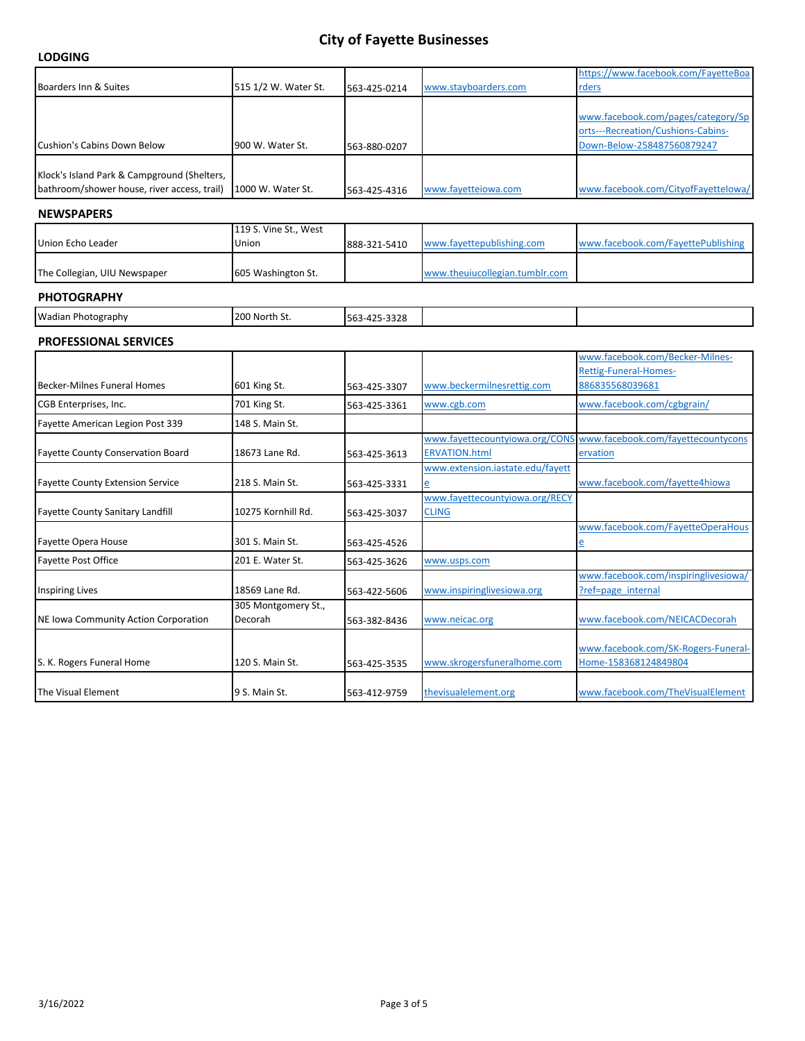# City of Fayette Businesses

## LODGING

| | | | | |
|---|---|---|---|---|
| Boarders Inn & Suites | 515 1/2 W. Water St. | 563-425-0214 | www.stayboarders.com | https://www.facebook.com/FayetteBoarders |
| Cushion's Cabins Down Below | 900 W. Water St. | 563-880-0207 | | www.facebook.com/pages/category/Sports---Recreation/Cushions-Cabins-Down-Below-258487560879247 |
| Klock's Island Park & Campground (Shelters, bathroom/shower house, river access, trail) | 1000 W. Water St. | 563-425-4316 | www.fayetteiowa.com | www.facebook.com/CityofFayetteIowa/ |

## NEWSPAPERS

| | | | | |
|---|---|---|---|---|
| Union Echo Leader | 119 S. Vine St., West Union | 888-321-5410 | www.fayettepublishing.com | www.facebook.com/FayettePublishing |
| The Collegian, UIU Newspaper | 605 Washington St. | | www.theuiucollegian.tumblr.com | |

## PHOTOGRAPHY

| | | | | |
|---|---|---|---|---|
| Wadian Photography | 200 North St. | 563-425-3328 | | |

## PROFESSIONAL SERVICES

| | | | | |
|---|---|---|---|---|
| Becker-Milnes Funeral Homes | 601 King St. | 563-425-3307 | www.beckermilnesrettig.com | www.facebook.com/Becker-Milnes-Rettig-Funeral-Homes-886835568039681 |
| CGB Enterprises, Inc. | 701 King St. | 563-425-3361 | www.cgb.com | www.facebook.com/cgbgrain/ |
| Fayette American Legion Post 339 | 148 S. Main St. | | | |
| Fayette County Conservation Board | 18673 Lane Rd. | 563-425-3613 | www.fayettecountyiowa.org/CONSERVATION.html | www.facebook.com/fayettecountyconservation |
| Fayette County Extension Service | 218 S. Main St. | 563-425-3331 | www.extension.iastate.edu/fayette | www.facebook.com/fayette4hiowa |
| Fayette County Sanitary Landfill | 10275 Kornhill Rd. | 563-425-3037 | www.fayettecountyiowa.org/RECYCLING | |
| Fayette Opera House | 301 S. Main St. | 563-425-4526 | | www.facebook.com/FayetteOperaHouse |
| Fayette Post Office | 201 E. Water St. | 563-425-3626 | www.usps.com | |
| Inspiring Lives | 18569 Lane Rd. | 563-422-5606 | www.inspiringlivesiowa.org | www.facebook.com/inspiringlivesiowa/?ref=page_internal |
| NE Iowa Community Action Corporation | 305 Montgomery St., Decorah | 563-382-8436 | www.neicac.org | www.facebook.com/NEICACDecorah |
| S. K. Rogers Funeral Home | 120 S. Main St. | 563-425-3535 | www.skrogersfuneralhome.com | www.facebook.com/SK-Rogers-Funeral-Home-158368124849804 |
| The Visual Element | 9 S. Main St. | 563-412-9759 | thevisualelement.org | www.facebook.com/TheVisualElement |

3/16/2022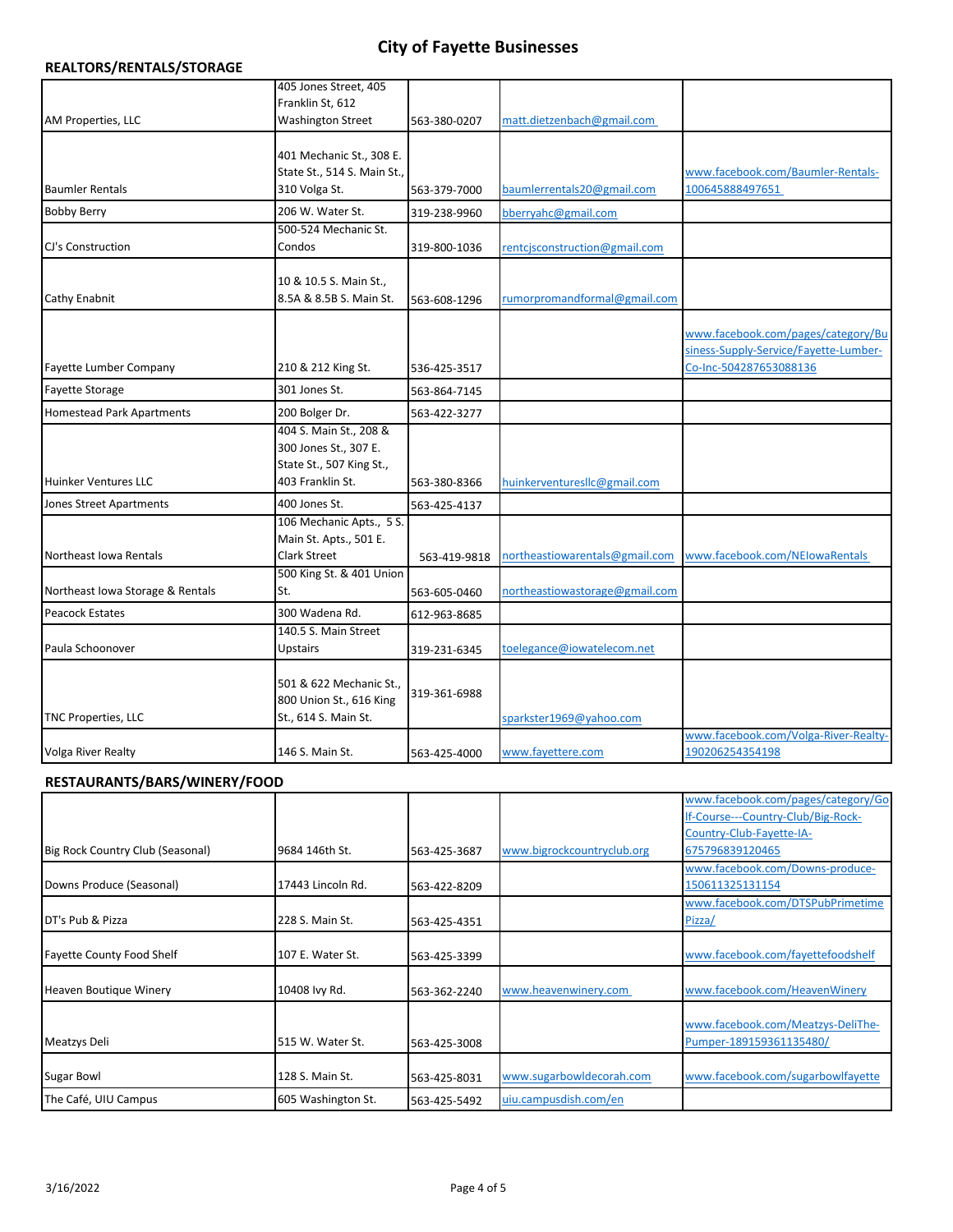# City of Fayette Businesses

## REALTORS/RENTALS/STORAGE

| | | | | |
|---|---|---|---|---|
| AM Properties, LLC | 405 Jones Street, 405 Franklin St, 612 Washington Street | 563-380-0207 | matt.dietzenbach@gmail.com | |
| Baumler Rentals | 401 Mechanic St., 308 E. State St., 514 S. Main St., 310 Volga St. | 563-379-7000 | baumlerrentals20@gmail.com | www.facebook.com/Baumler-Rentals-100645888497651 |
| Bobby Berry | 206 W. Water St. | 319-238-9960 | bberryahc@gmail.com | |
| CJ's Construction | 500-524 Mechanic St. Condos | 319-800-1036 | rentcjsconstruction@gmail.com | |
| Cathy Enabnit | 10 & 10.5 S. Main St., 8.5A & 8.5B S. Main St. | 563-608-1296 | rumorpromandformal@gmail.com | |
| Fayette Lumber Company | 210 & 212 King St. | 536-425-3517 | | www.facebook.com/pages/category/Business-Supply-Service/Fayette-Lumber-Co-Inc-504287653088136 |
| Fayette Storage | 301 Jones St. | 563-864-7145 | | |
| Homestead Park Apartments | 200 Bolger Dr. | 563-422-3277 | | |
| Huinker Ventures LLC | 404 S. Main St., 208 & 300 Jones St., 307 E. State St., 507 King St., 403 Franklin St. | 563-380-8366 | huinkerventuresllc@gmail.com | |
| Jones Street Apartments | 400 Jones St. | 563-425-4137 | | |
| Northeast Iowa Rentals | 106 Mechanic Apts., 5 S. Main St. Apts., 501 E. Clark Street | 563-419-9818 | northeastiowarentals@gmail.com | www.facebook.com/NEIowaRentals |
| Northeast Iowa Storage & Rentals | 500 King St. & 401 Union St. | 563-605-0460 | northeastiowastorage@gmail.com | |
| Peacock Estates | 300 Wadena Rd. | 612-963-8685 | | |
| Paula Schoonover | 140.5 S. Main Street Upstairs | 319-231-6345 | toelegance@iowatelecom.net | |
| TNC Properties, LLC | 501 & 622 Mechanic St., 800 Union St., 616 King St., 614 S. Main St. | 319-361-6988 | sparkster1969@yahoo.com | |
| Volga River Realty | 146 S. Main St. | 563-425-4000 | www.fayettere.com | www.facebook.com/Volga-River-Realty-190206254354198 |

## RESTAURANTS/BARS/WINERY/FOOD

| | | | | |
|---|---|---|---|---|
| Big Rock Country Club (Seasonal) | 9684 146th St. | 563-425-3687 | www.bigrockcountryclub.org | www.facebook.com/pages/category/Golf-Course---Country-Club/Big-Rock-Country-Club-Fayette-IA-675796839120465 |
| Downs Produce (Seasonal) | 17443 Lincoln Rd. | 563-422-8209 | | www.facebook.com/Downs-produce-150611325131154 |
| DT's Pub & Pizza | 228 S. Main St. | 563-425-4351 | | www.facebook.com/DTSPubPrimetimePizza/ |
| Fayette County Food Shelf | 107 E. Water St. | 563-425-3399 | | www.facebook.com/fayettefoodshelf |
| Heaven Boutique Winery | 10408 Ivy Rd. | 563-362-2240 | www.heavenwinery.com | www.facebook.com/HeavenWinery |
| Meatzys Deli | 515 W. Water St. | 563-425-3008 | | www.facebook.com/Meatzys-DeliThe-Pumper-189159361135480/ |
| Sugar Bowl | 128 S. Main St. | 563-425-8031 | www.sugarbowldecorah.com | www.facebook.com/sugarbowlfayette |
| The Café, UIU Campus | 605 Washington St. | 563-425-5492 | uiu.campusdish.com/en | |

3/16/2022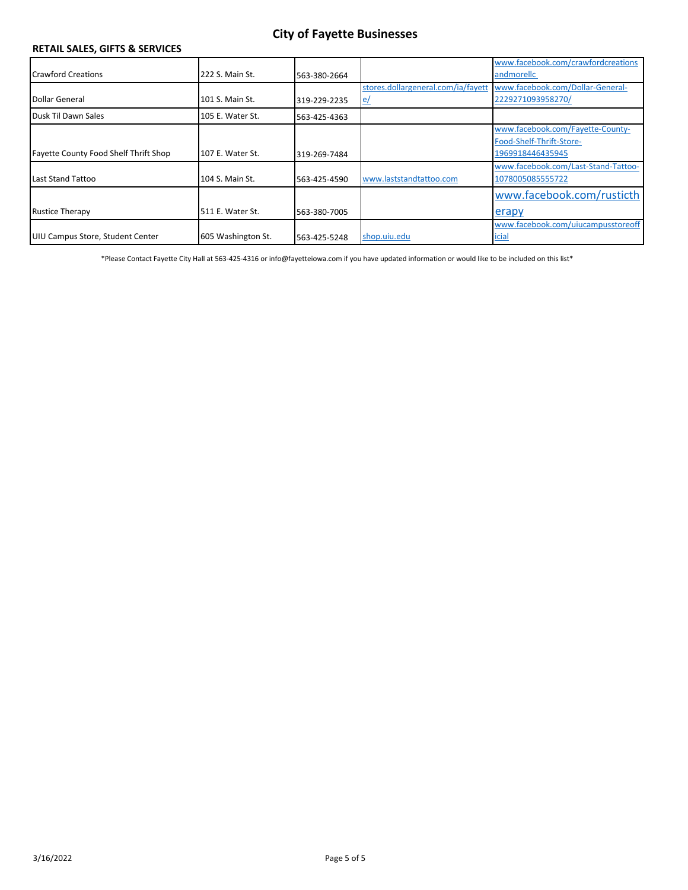# City of Fayette Businesses

## RETAIL SALES, GIFTS & SERVICES

| | | | | |
|---|---|---|---|---|
| Crawford Creations | 222 S. Main St. | 563-380-2664 | | www.facebook.com/crawfordcreationsandmorellc |
| Dollar General | 101 S. Main St. | 319-229-2235 | stores.dollargeneral.com/ia/fayette/ | www.facebook.com/Dollar-General-2229271093958270/ |
| Dusk Til Dawn Sales | 105 E. Water St. | 563-425-4363 | | |
| Fayette County Food Shelf Thrift Shop | 107 E. Water St. | 319-269-7484 | | www.facebook.com/Fayette-County-Food-Shelf-Thrift-Store-1969918446435945 |
| Last Stand Tattoo | 104 S. Main St. | 563-425-4590 | www.laststandtattoo.com | www.facebook.com/Last-Stand-Tattoo-1078005085555722 |
| Rustice Therapy | 511 E. Water St. | 563-380-7005 | | www.facebook.com/rusticthherapy |
| UIU Campus Store, Student Center | 605 Washington St. | 563-425-5248 | shop.uiu.edu | www.facebook.com/uiucampusstoreofficial |

*Please Contact Fayette City Hall at 563-425-4316 or info@fayetteiowa.com if you have updated information or would like to be included on this list*

3/16/2022